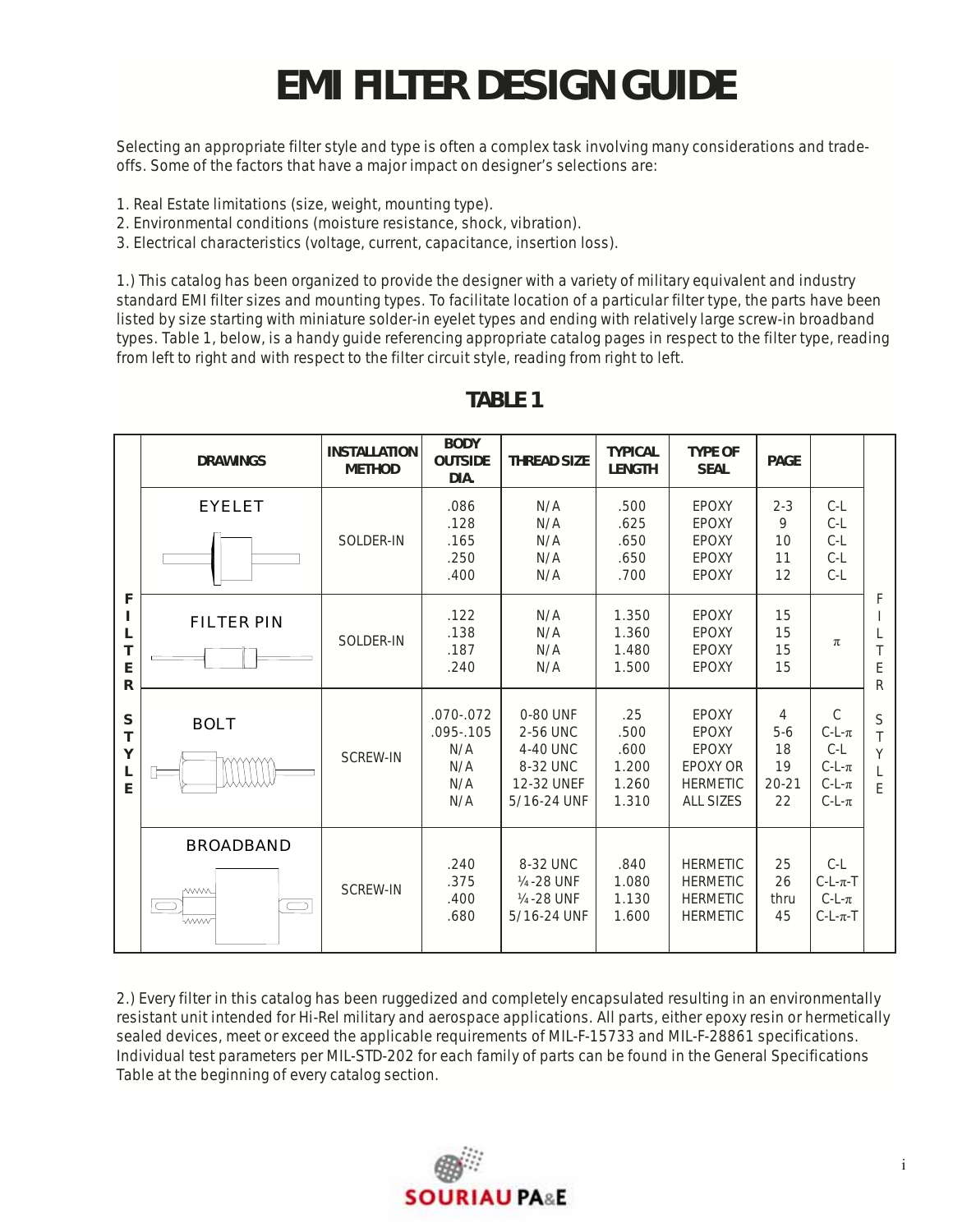# EMI FILTER DESIGN GUIDE

Selecting an appropriate filter style and type is often a complex task involving many considerations and trade-offs. Some of the factors that have a major impact on designer's selections are:

1. Real Estate limitations (size, weight, mounting type).
2. Environmental conditions (moisture resistance, shock, vibration).
3. Electrical characteristics (voltage, current, capacitance, insertion loss).

1.) This catalog has been organized to provide the designer with a variety of military equivalent and industry standard EMI filter sizes and mounting types. To facilitate location of a particular filter type, the parts have been listed by size starting with miniature solder-in eyelet types and ending with relatively large screw-in broadband types. Table 1, below, is a handy guide referencing appropriate catalog pages in respect to the filter type, reading from left to right and with respect to the filter circuit style, reading from right to left.

## TABLE 1

| FILTER STYLE | DRAWINGS | INSTALLATION METHOD | BODY OUTSIDE DIA. | THREAD SIZE | TYPICAL LENGTH | TYPE OF SEAL | PAGE | FILTER STYLE |
|---|---|---|---|---|---|---|---|---|
| | EYELET | SOLDER-IN | .086<br>.128<br>.165<br>.250<br>.400 | N/A<br>N/A<br>N/A<br>N/A<br>N/A | .500<br>.625<br>.650<br>.650<br>.700 | EPOXY<br>EPOXY<br>EPOXY<br>EPOXY<br>EPOXY | 2-3<br>9<br>10<br>11<br>12 | C-L<br>C-L<br>C-L<br>C-L<br>C-L |
| | FILTER PIN | SOLDER-IN | .122<br>.138<br>.187<br>.240 | N/A<br>N/A<br>N/A<br>N/A | 1.350<br>1.360<br>1.480<br>1.500 | EPOXY<br>EPOXY<br>EPOXY<br>EPOXY | 15<br>15<br>15<br>15 | $\pi$ |
| | BOLT | SCREW-IN | .070-.072<br>.095-.105<br>N/A<br>N/A<br>N/A<br>N/A | 0-80 UNF<br>2-56 UNC<br>4-40 UNC<br>8-32 UNC<br>12-32 UNEF<br>5/16-24 UNF | .25<br>.500<br>.600<br>1.200<br>1.260<br>1.310 | EPOXY<br>EPOXY<br>EPOXY<br>EPOXY OR<br>HERMETIC<br>ALL SIZES | 4<br>5-6<br>18<br>19<br>20-21<br>22 | C<br>C-L-$\pi$<br>C-L<br>C-L-$\pi$<br>C-L-$\pi$<br>C-L-$\pi$ |
| | BROADBAND | SCREW-IN | .240<br>.375<br>.400<br>.680 | 8-32 UNC<br>¼-28 UNF<br>¼-28 UNF<br>5/16-24 UNF | .840<br>1.080<br>1.130<br>1.600 | HERMETIC<br>HERMETIC<br>HERMETIC<br>HERMETIC | 25<br>26<br>thru<br>45 | C-L<br>C-L-$\pi$-T<br>C-L-$\pi$<br>C-L-$\pi$-T |

2.) Every filter in this catalog has been ruggedized and completely encapsulated resulting in an environmentally resistant unit intended for Hi-Rel military and aerospace applications. All parts, either epoxy resin or hermetically sealed devices, meet or exceed the applicable requirements of MIL-F-15733 and MIL-F-28861 specifications. Individual test parameters per MIL-STD-202 for each family of parts can be found in the General Specifications Table at the beginning of every catalog section.

SOURIAU PA&E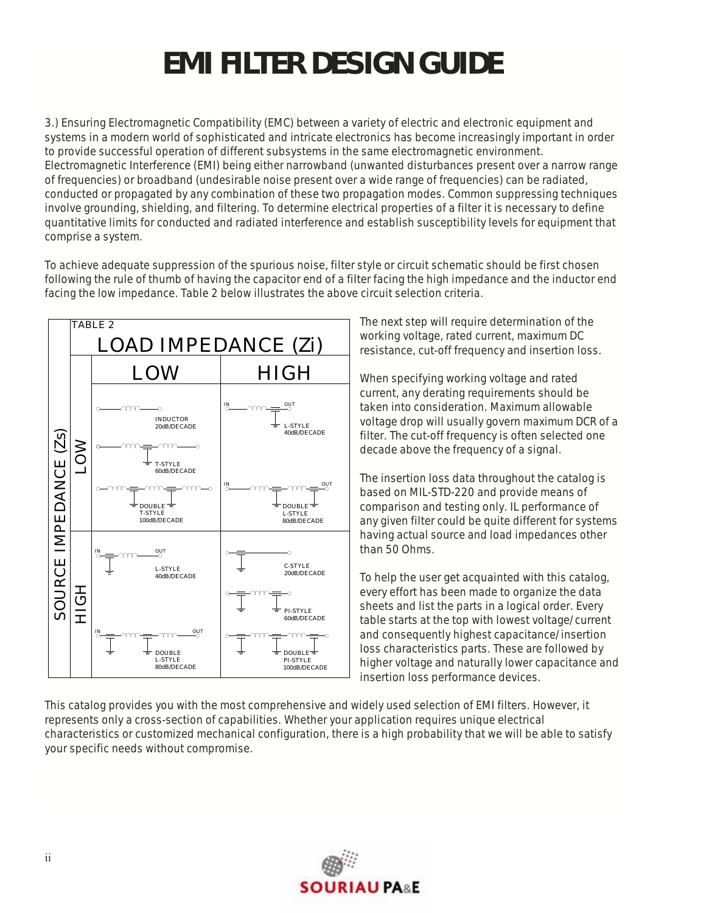# EMI FILTER DESIGN GUIDE

3.) Ensuring Electromagnetic Compatibility (EMC) between a variety of electric and electronic equipment and systems in a modern world of sophisticated and intricate electronics has become increasingly important in order to provide successful operation of different subsystems in the same electromagnetic environment. Electromagnetic Interference (EMI) being either narrowband (unwanted disturbances present over a narrow range of frequencies) or broadband (undesirable noise present over a wide range of frequencies) can be radiated, conducted or propagated by any combination of these two propagation modes. Common suppressing techniques involve grounding, shielding, and filtering. To determine electrical properties of a filter it is necessary to define quantitative limits for conducted and radiated interference and establish susceptibility levels for equipment that comprise a system.

To achieve adequate suppression of the spurious noise, filter style or circuit schematic should be first chosen following the rule of thumb of having the capacitor end of a filter facing the high impedance and the inductor end facing the low impedance. Table 2 below illustrates the above circuit selection criteria.

TABLE 2

| SOURCE IMPEDANCE (Zs) | LOAD IMPEDANCE (Zi): LOW | LOAD IMPEDANCE (Zi): HIGH |
|---|---|---|
| LOW | INDUCTOR 20dB/DECADE; T-STYLE 60dB/DECADE; DOUBLE T-STYLE 100dB/DECADE | L-STYLE 40dB/DECADE; DOUBLE L-STYLE 80dB/DECADE |
| HIGH | L-STYLE 40dB/DECADE; DOUBLE L-STYLE 80dB/DECADE | C-STYLE 20dB/DECADE; PI-STYLE 60dB/DECADE; DOUBLE PI-STYLE 100dB/DECADE |

The next step will require determination of the working voltage, rated current, maximum DC resistance, cut-off frequency and insertion loss.

When specifying working voltage and rated current, any derating requirements should be taken into consideration. Maximum allowable voltage drop will usually govern maximum DCR of a filter. The cut-off frequency is often selected one decade above the frequency of a signal.

The insertion loss data throughout the catalog is based on MIL-STD-220 and provide means of comparison and testing only. IL performance of any given filter could be quite different for systems having actual source and load impedances other than 50 Ohms.

To help the user get acquainted with this catalog, every effort has been made to organize the data sheets and list the parts in a logical order. Every table starts at the top with lowest voltage/current and consequently highest capacitance/insertion loss characteristics parts. These are followed by higher voltage and naturally lower capacitance and insertion loss performance devices.

This catalog provides you with the most comprehensive and widely used selection of EMI filters. However, it represents only a cross-section of capabilities. Whether your application requires unique electrical characteristics or customized mechanical configuration, there is a high probability that we will be able to satisfy your specific needs without compromise.

SOURIAU PA&E